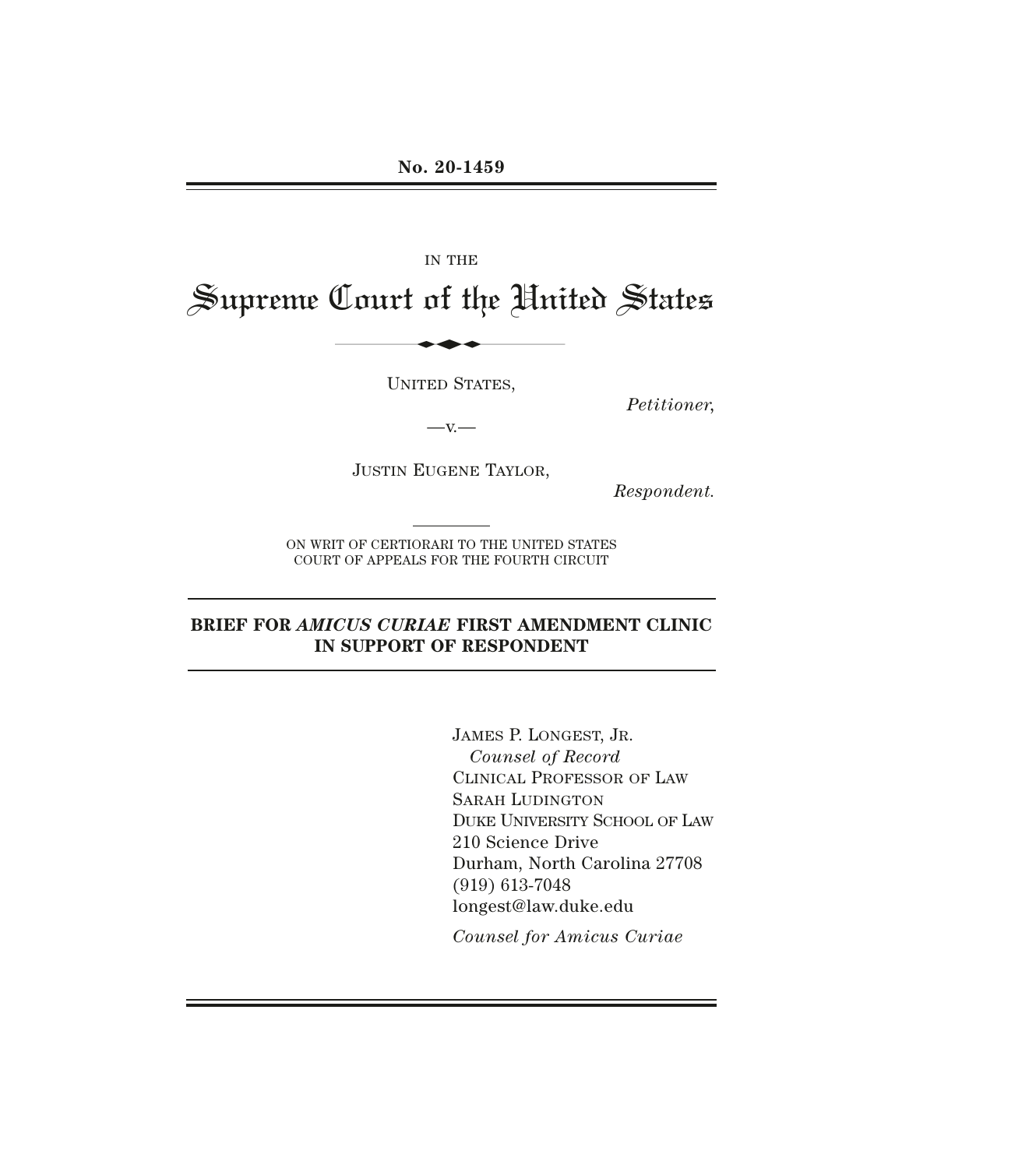**No. 20-1459**

IN THE

# Supreme Court of the United States

UNITED STATES,

*Petitioner*,

—v.—

JUSTIN EUGENE TAYLOR,

*Respondent.*

ON WRIT OF CERTIORARI TO THE UNITED STATES COURT OF APPEALS FOR THE FOURTH CIRCUIT

## BRIEF FOR *AMICUS CURIAE* FIRST AMENDMENT CLINIC IN SUPPORT OF RESPONDENT

JAMES P. LONGEST, JR.
*Counsel of Record*
CLINICAL PROFESSOR OF LAW
SARAH LUDINGTON
DUKE UNIVERSITY SCHOOL OF LAW
210 Science Drive
Durham, North Carolina 27708
(919) 613-7048
longest@law.duke.edu

*Counsel for Amicus Curiae*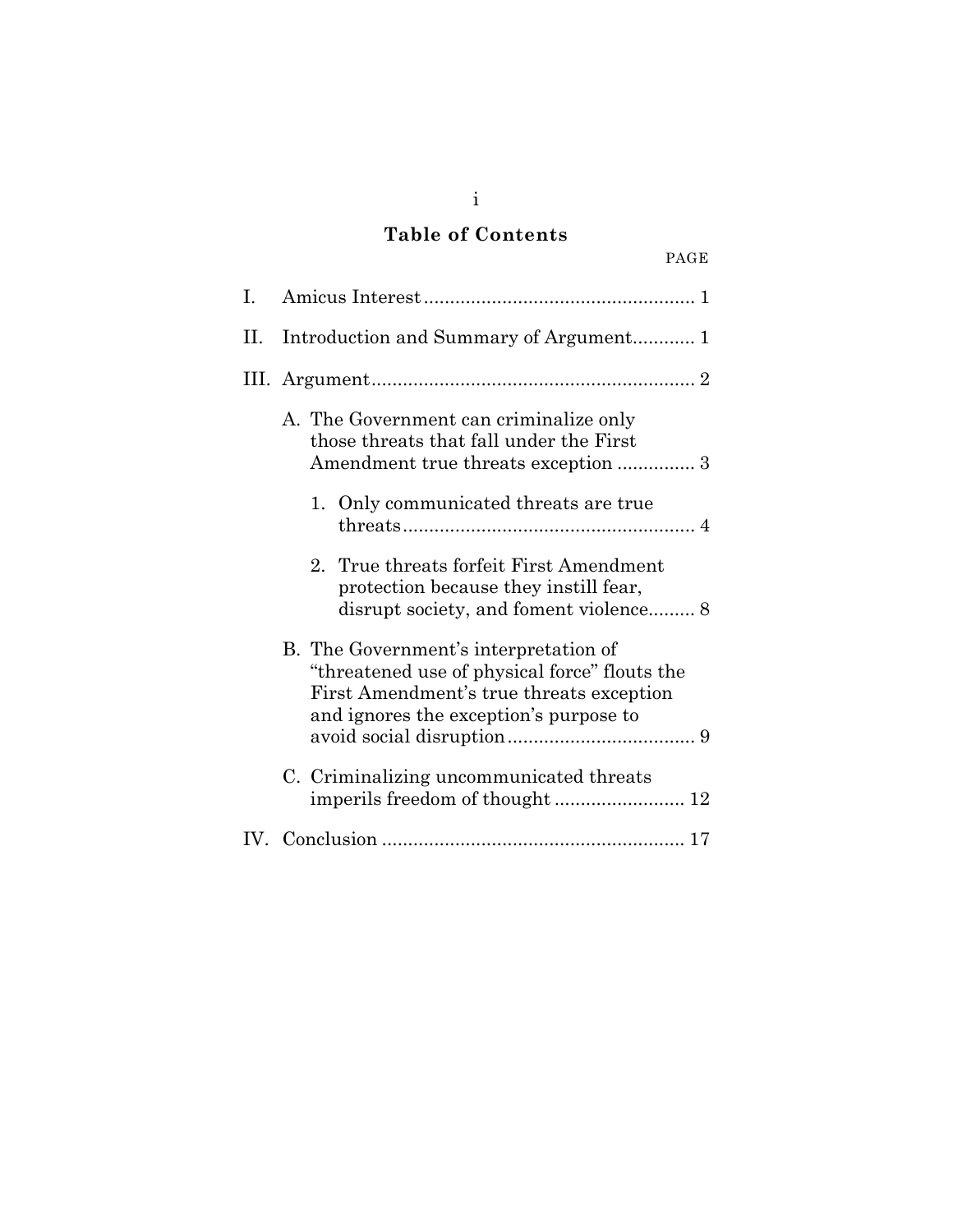# Table of Contents

PAGE

I. Amicus Interest .................................................... 1

II. Introduction and Summary of Argument ............ 1

III. Argument ............................................................. 2

  A. The Government can criminalize only those threats that fall under the First Amendment true threats exception ............... 3

    1. Only communicated threats are true threats ........................................................ 4

    2. True threats forfeit First Amendment protection because they instill fear, disrupt society, and foment violence ......... 8

  B. The Government's interpretation of "threatened use of physical force" flouts the First Amendment's true threats exception and ignores the exception's purpose to avoid social disruption .................................... 9

  C. Criminalizing uncommunicated threats imperils freedom of thought ......................... 12

IV. Conclusion .......................................................... 17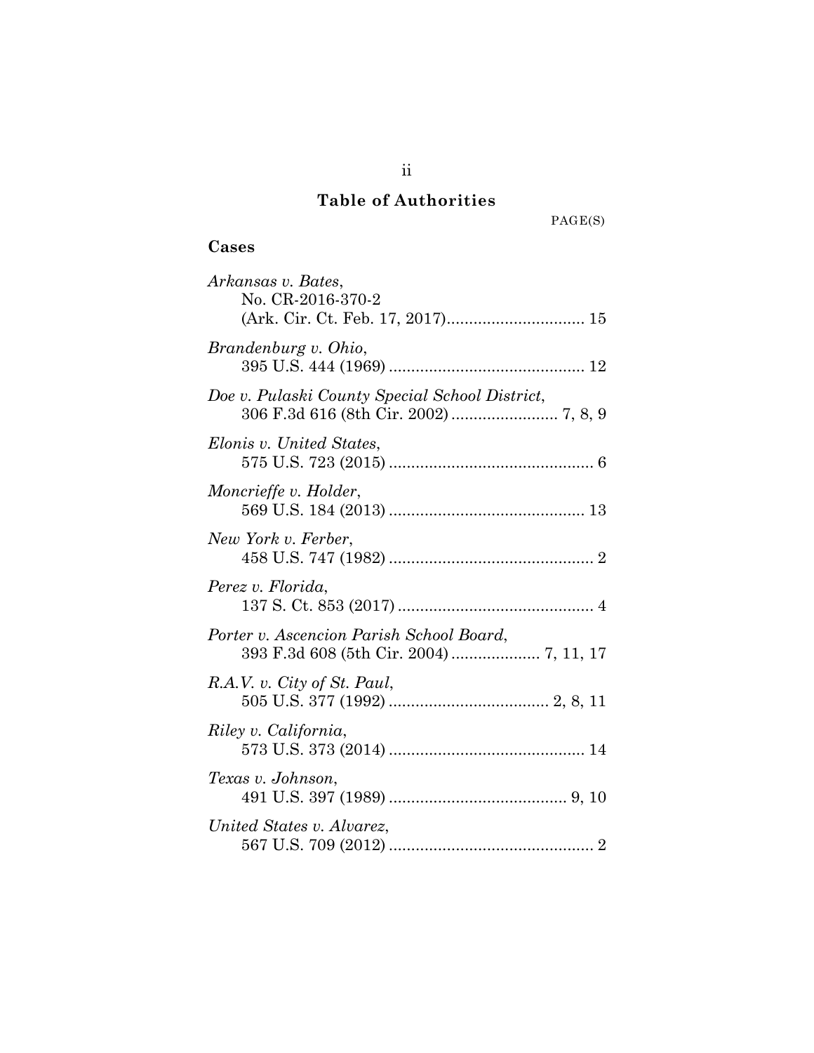# Table of Authorities

PAGE(S)

## Cases

*Arkansas v. Bates*,
No. CR-2016-370-2
(Ark. Cir. Ct. Feb. 17, 2017) ............................... 15

*Brandenburg v. Ohio*,
395 U.S. 444 (1969) ............................................ 12

*Doe v. Pulaski County Special School District*,
306 F.3d 616 (8th Cir. 2002) ........................ 7, 8, 9

*Elonis v. United States*,
575 U.S. 723 (2015) .............................................. 6

*Moncrieffe v. Holder*,
569 U.S. 184 (2013) ............................................ 13

*New York v. Ferber*,
458 U.S. 747 (1982) .............................................. 2

*Perez v. Florida*,
137 S. Ct. 853 (2017) ............................................ 4

*Porter v. Ascencion Parish School Board*,
393 F.3d 608 (5th Cir. 2004) .................... 7, 11, 17

*R.A.V. v. City of St. Paul*,
505 U.S. 377 (1992) .................................... 2, 8, 11

*Riley v. California*,
573 U.S. 373 (2014) ............................................ 14

*Texas v. Johnson*,
491 U.S. 397 (1989) ........................................ 9, 10

*United States v. Alvarez*,
567 U.S. 709 (2012) .............................................. 2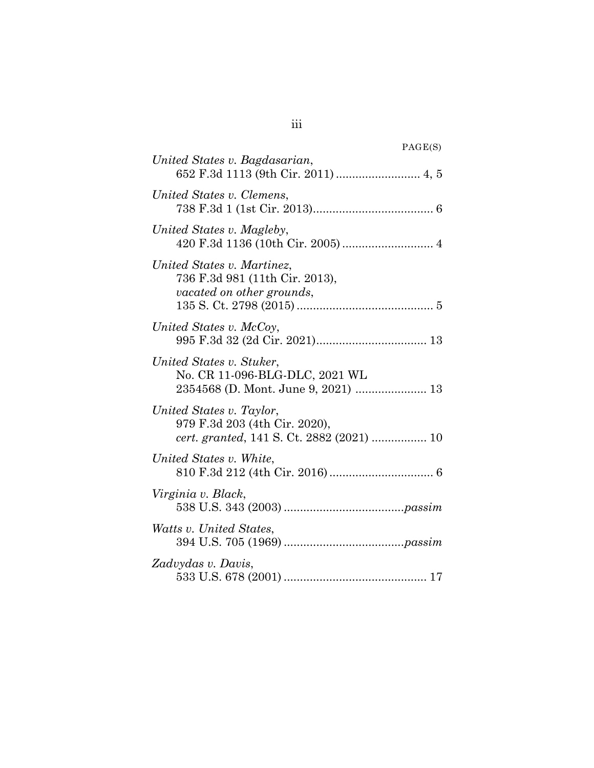PAGE(S)

*United States v. Bagdasarian*,
652 F.3d 1113 (9th Cir. 2011) .......................... 4, 5

*United States v. Clemens*,
738 F.3d 1 (1st Cir. 2013)..................................... 6

*United States v. Magleby*,
420 F.3d 1136 (10th Cir. 2005) ............................ 4

*United States v. Martinez*,
736 F.3d 981 (11th Cir. 2013),
*vacated on other grounds*,
135 S. Ct. 2798 (2015) .......................................... 5

*United States v. McCoy*,
995 F.3d 32 (2d Cir. 2021).................................. 13

*United States v. Stuker*,
No. CR 11-096-BLG-DLC, 2021 WL
2354568 (D. Mont. June 9, 2021) ...................... 13

*United States v. Taylor*,
979 F.3d 203 (4th Cir. 2020),
*cert. granted*, 141 S. Ct. 2882 (2021) ................. 10

*United States v. White*,
810 F.3d 212 (4th Cir. 2016) ................................ 6

*Virginia v. Black*,
538 U.S. 343 (2003) .....................................*passim*

*Watts v. United States*,
394 U.S. 705 (1969) .....................................*passim*

*Zadvydas v. Davis*,
533 U.S. 678 (2001) ............................................ 17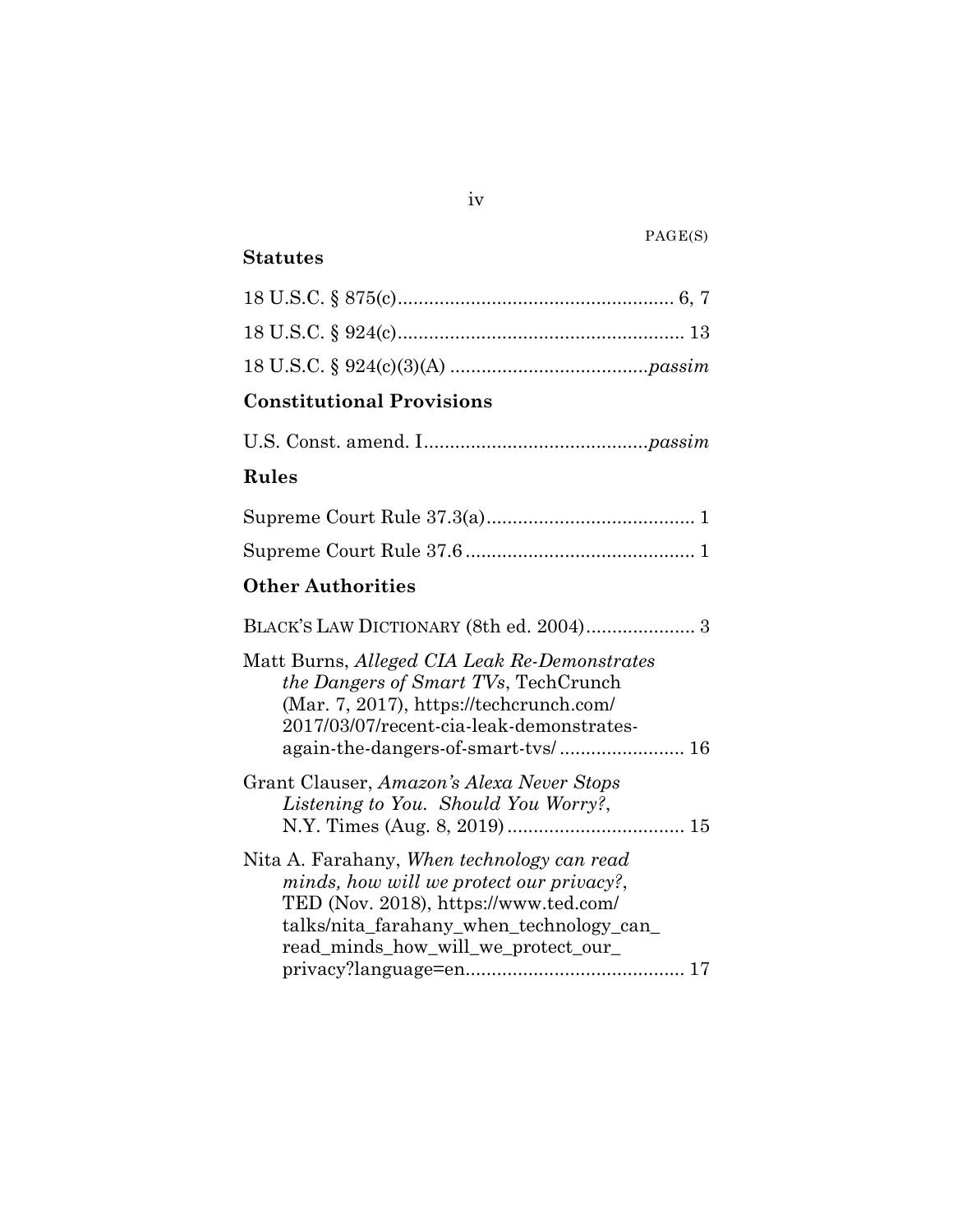PAGE(S)

**Statutes**

18 U.S.C. § 875(c)........................................................ 6, 7

18 U.S.C. § 924(c)........................................................ 13

18 U.S.C. § 924(c)(3)(A) ........................................*passim*

**Constitutional Provisions**

U.S. Const. amend. I..............................................*passim*

**Rules**

Supreme Court Rule 37.3(a)........................................ 1

Supreme Court Rule 37.6 ............................................ 1

**Other Authorities**

BLACK'S LAW DICTIONARY (8th ed. 2004)..................... 3

Matt Burns, *Alleged CIA Leak Re-Demonstrates the Dangers of Smart TVs*, TechCrunch (Mar. 7, 2017), https://techcrunch.com/2017/03/07/recent-cia-leak-demonstrates-again-the-dangers-of-smart-tvs/ ........................ 16

Grant Clauser, *Amazon's Alexa Never Stops Listening to You. Should You Worry?*, N.Y. Times (Aug. 8, 2019) .................................. 15

Nita A. Farahany, *When technology can read minds, how will we protect our privacy?*, TED (Nov. 2018), https://www.ted.com/talks/nita_farahany_when_technology_can_read_minds_how_will_we_protect_our_privacy?language=en.......................................... 17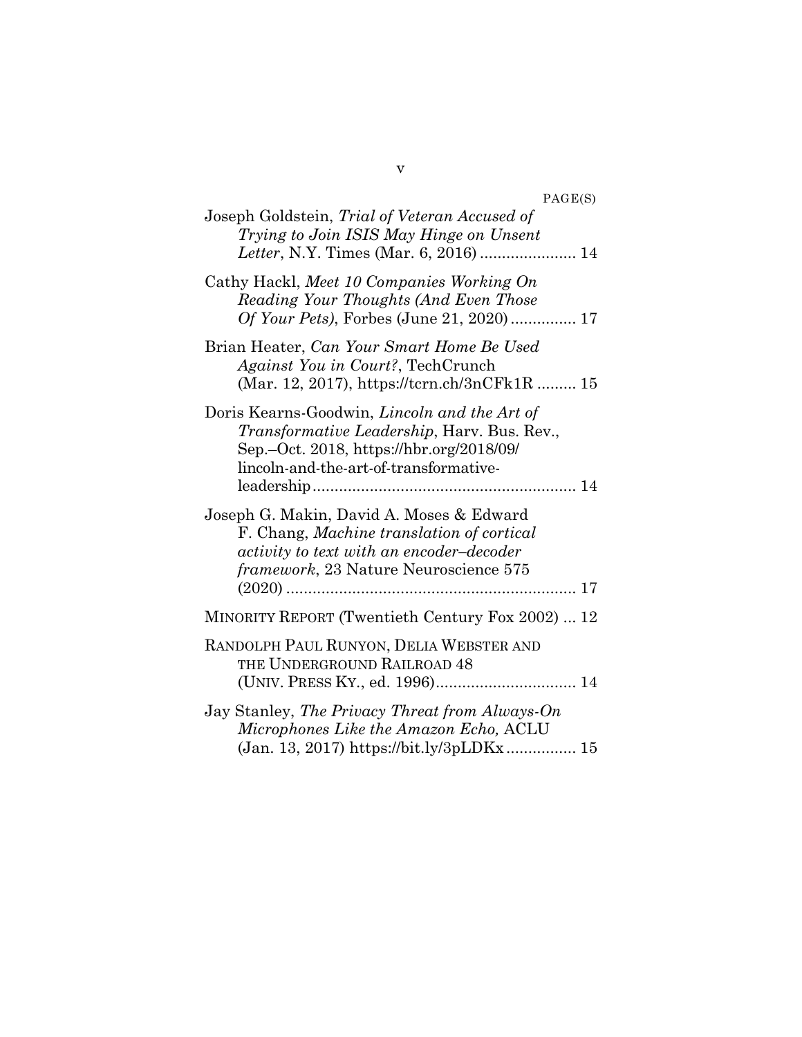PAGE(S)

Joseph Goldstein, *Trial of Veteran Accused of Trying to Join ISIS May Hinge on Unsent Letter*, N.Y. Times (Mar. 6, 2016) ...................... 14

Cathy Hackl, *Meet 10 Companies Working On Reading Your Thoughts (And Even Those Of Your Pets)*, Forbes (June 21, 2020) ............... 17

Brian Heater, *Can Your Smart Home Be Used Against You in Court?*, TechCrunch (Mar. 12, 2017), https://tcrn.ch/3nCFk1R ......... 15

Doris Kearns-Goodwin, *Lincoln and the Art of Transformative Leadership*, Harv. Bus. Rev., Sep.–Oct. 2018, https://hbr.org/2018/09/lincoln-and-the-art-of-transformative-leadership ............................................................ 14

Joseph G. Makin, David A. Moses & Edward F. Chang, *Machine translation of cortical activity to text with an encoder–decoder framework*, 23 Nature Neuroscience 575 (2020) ................................................................... 17

MINORITY REPORT (Twentieth Century Fox 2002) ... 12

RANDOLPH PAUL RUNYON, DELIA WEBSTER AND THE UNDERGROUND RAILROAD 48 (UNIV. PRESS KY., ed. 1996)................................ 14

Jay Stanley, *The Privacy Threat from Always-On Microphones Like the Amazon Echo,* ACLU (Jan. 13, 2017) https://bit.ly/3pLDKx ................ 15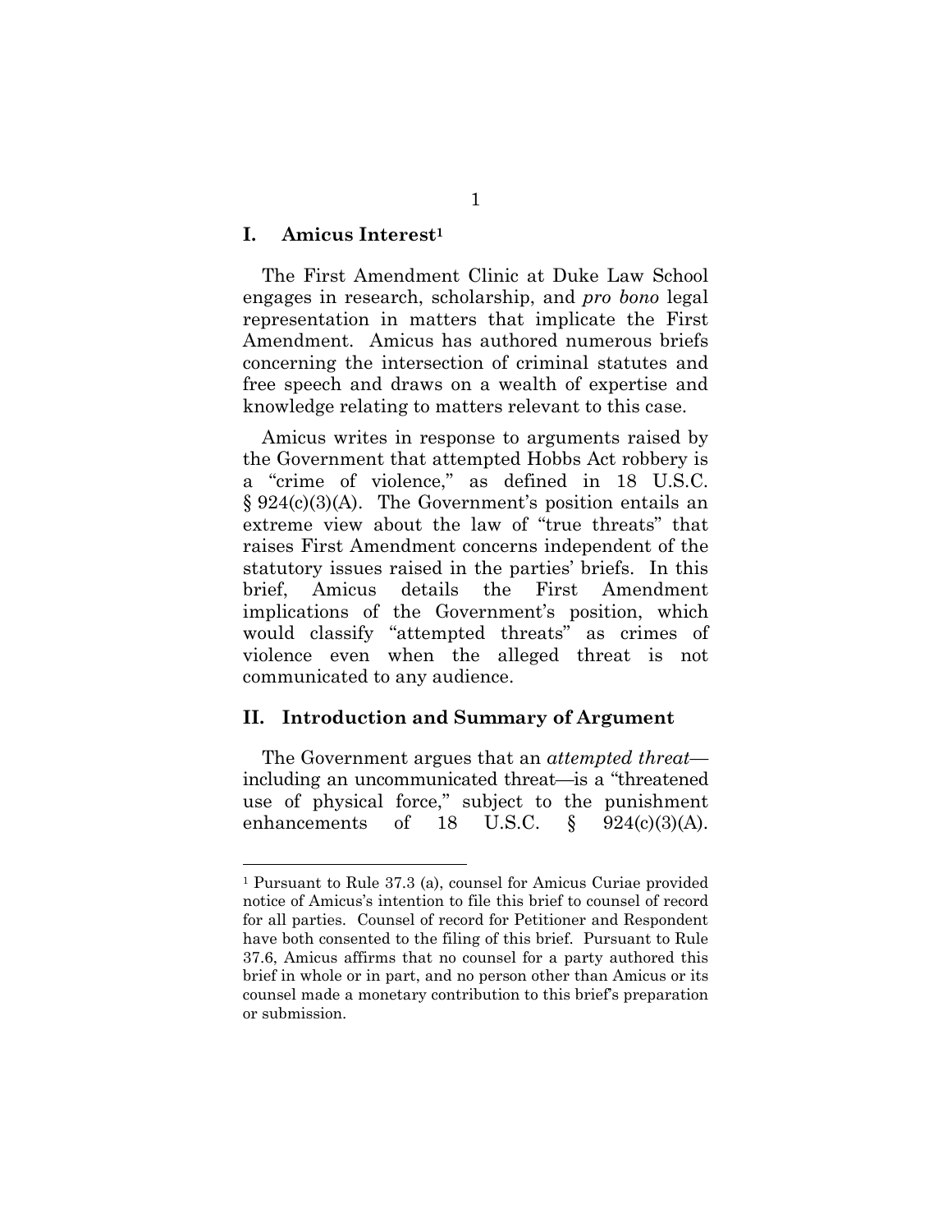## I. Amicus Interest[1]

The First Amendment Clinic at Duke Law School engages in research, scholarship, and *pro bono* legal representation in matters that implicate the First Amendment. Amicus has authored numerous briefs concerning the intersection of criminal statutes and free speech and draws on a wealth of expertise and knowledge relating to matters relevant to this case.

Amicus writes in response to arguments raised by the Government that attempted Hobbs Act robbery is a "crime of violence," as defined in 18 U.S.C. § 924(c)(3)(A). The Government's position entails an extreme view about the law of "true threats" that raises First Amendment concerns independent of the statutory issues raised in the parties' briefs. In this brief, Amicus details the First Amendment implications of the Government's position, which would classify "attempted threats" as crimes of violence even when the alleged threat is not communicated to any audience.

## II. Introduction and Summary of Argument

The Government argues that an *attempted threat*—including an uncommunicated threat—is a "threatened use of physical force," subject to the punishment enhancements of 18 U.S.C. § 924(c)(3)(A).

---

[1] Pursuant to Rule 37.3 (a), counsel for Amicus Curiae provided notice of Amicus's intention to file this brief to counsel of record for all parties. Counsel of record for Petitioner and Respondent have both consented to the filing of this brief. Pursuant to Rule 37.6, Amicus affirms that no counsel for a party authored this brief in whole or in part, and no person other than Amicus or its counsel made a monetary contribution to this brief's preparation or submission.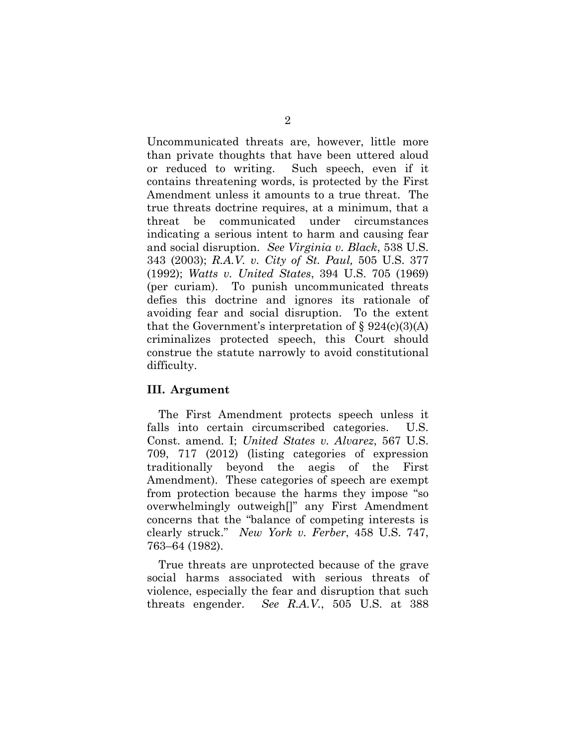Uncommunicated threats are, however, little more than private thoughts that have been uttered aloud or reduced to writing. Such speech, even if it contains threatening words, is protected by the First Amendment unless it amounts to a true threat. The true threats doctrine requires, at a minimum, that a threat be communicated under circumstances indicating a serious intent to harm and causing fear and social disruption. *See Virginia v. Black*, 538 U.S. 343 (2003); *R.A.V. v. City of St. Paul,* 505 U.S. 377 (1992); *Watts v. United States*, 394 U.S. 705 (1969) (per curiam). To punish uncommunicated threats defies this doctrine and ignores its rationale of avoiding fear and social disruption. To the extent that the Government's interpretation of § 924(c)(3)(A) criminalizes protected speech, this Court should construe the statute narrowly to avoid constitutional difficulty.

## III. Argument

The First Amendment protects speech unless it falls into certain circumscribed categories. U.S. Const. amend. I; *United States v. Alvarez*, 567 U.S. 709, 717 (2012) (listing categories of expression traditionally beyond the aegis of the First Amendment). These categories of speech are exempt from protection because the harms they impose "so overwhelmingly outweigh[]" any First Amendment concerns that the "balance of competing interests is clearly struck." *New York v. Ferber*, 458 U.S. 747, 763–64 (1982).

True threats are unprotected because of the grave social harms associated with serious threats of violence, especially the fear and disruption that such threats engender. *See R.A.V.*, 505 U.S. at 388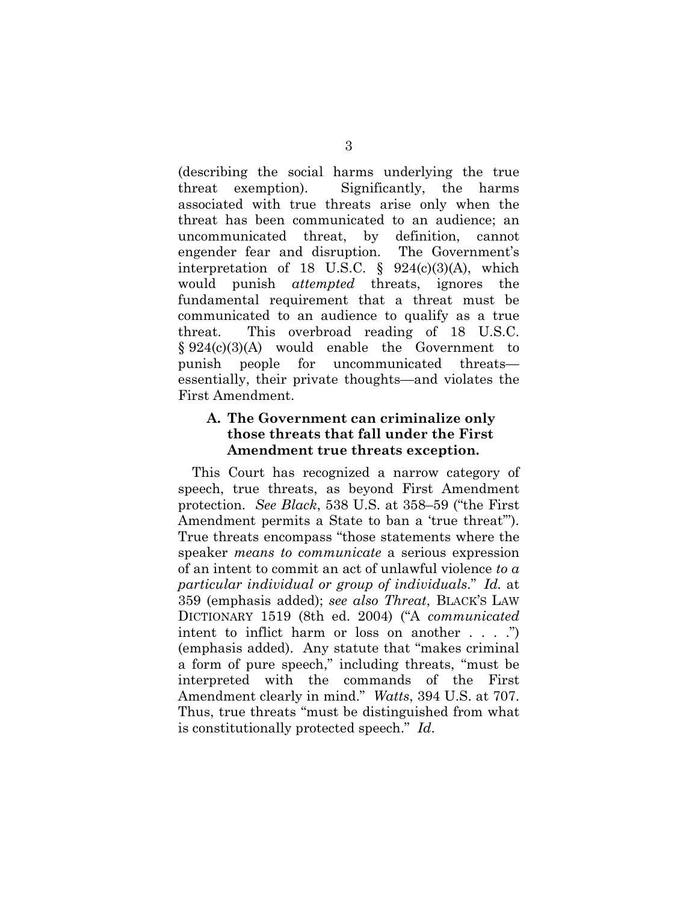(describing the social harms underlying the true threat exemption). Significantly, the harms associated with true threats arise only when the threat has been communicated to an audience; an uncommunicated threat, by definition, cannot engender fear and disruption. The Government's interpretation of 18 U.S.C. § 924(c)(3)(A), which would punish *attempted* threats, ignores the fundamental requirement that a threat must be communicated to an audience to qualify as a true threat. This overbroad reading of 18 U.S.C. § 924(c)(3)(A) would enable the Government to punish people for uncommunicated threats—essentially, their private thoughts—and violates the First Amendment.

### A. The Government can criminalize only those threats that fall under the First Amendment true threats exception.

This Court has recognized a narrow category of speech, true threats, as beyond First Amendment protection. *See Black*, 538 U.S. at 358–59 ("the First Amendment permits a State to ban a 'true threat'"). True threats encompass "those statements where the speaker *means to communicate* a serious expression of an intent to commit an act of unlawful violence *to a particular individual or group of individuals*." *Id.* at 359 (emphasis added); *see also Threat*, BLACK'S LAW DICTIONARY 1519 (8th ed. 2004) ("A *communicated* intent to inflict harm or loss on another . . . .") (emphasis added). Any statute that "makes criminal a form of pure speech," including threats, "must be interpreted with the commands of the First Amendment clearly in mind." *Watts*, 394 U.S. at 707. Thus, true threats "must be distinguished from what is constitutionally protected speech." *Id.*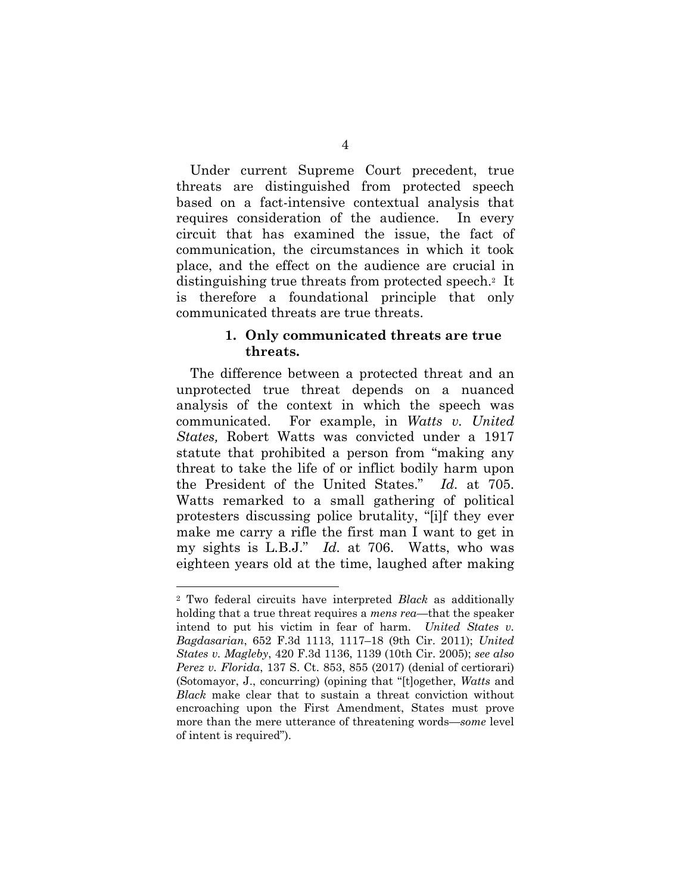Under current Supreme Court precedent, true threats are distinguished from protected speech based on a fact-intensive contextual analysis that requires consideration of the audience. In every circuit that has examined the issue, the fact of communication, the circumstances in which it took place, and the effect on the audience are crucial in distinguishing true threats from protected speech.[2] It is therefore a foundational principle that only communicated threats are true threats.

### 1. Only communicated threats are true threats.

The difference between a protected threat and an unprotected true threat depends on a nuanced analysis of the context in which the speech was communicated. For example, in *Watts v. United States,* Robert Watts was convicted under a 1917 statute that prohibited a person from "making any threat to take the life of or inflict bodily harm upon the President of the United States." *Id.* at 705. Watts remarked to a small gathering of political protesters discussing police brutality, "[i]f they ever make me carry a rifle the first man I want to get in my sights is L.B.J." *Id.* at 706. Watts, who was eighteen years old at the time, laughed after making

---

[2] Two federal circuits have interpreted *Black* as additionally holding that a true threat requires a *mens rea*—that the speaker intend to put his victim in fear of harm. *United States v. Bagdasarian*, 652 F.3d 1113, 1117–18 (9th Cir. 2011); *United States v. Magleby*, 420 F.3d 1136, 1139 (10th Cir. 2005); *see also Perez v. Florida*, 137 S. Ct. 853, 855 (2017) (denial of certiorari) (Sotomayor, J., concurring) (opining that "[t]ogether, *Watts* and *Black* make clear that to sustain a threat conviction without encroaching upon the First Amendment, States must prove more than the mere utterance of threatening words—*some* level of intent is required").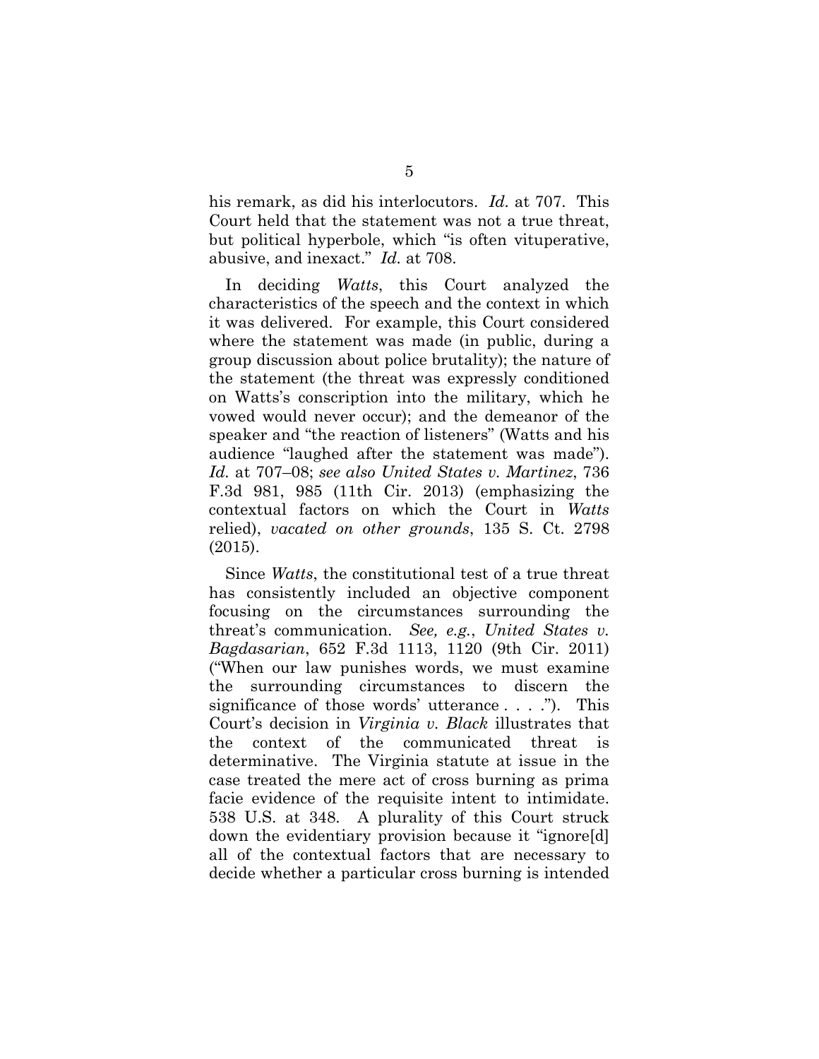his remark, as did his interlocutors. *Id.* at 707. This Court held that the statement was not a true threat, but political hyperbole, which "is often vituperative, abusive, and inexact." *Id.* at 708.

In deciding *Watts*, this Court analyzed the characteristics of the speech and the context in which it was delivered. For example, this Court considered where the statement was made (in public, during a group discussion about police brutality); the nature of the statement (the threat was expressly conditioned on Watts's conscription into the military, which he vowed would never occur); and the demeanor of the speaker and "the reaction of listeners" (Watts and his audience "laughed after the statement was made"). *Id.* at 707–08; *see also United States v. Martinez*, 736 F.3d 981, 985 (11th Cir. 2013) (emphasizing the contextual factors on which the Court in *Watts* relied), *vacated on other grounds*, 135 S. Ct. 2798 (2015).

Since *Watts*, the constitutional test of a true threat has consistently included an objective component focusing on the circumstances surrounding the threat's communication. *See, e.g.*, *United States v. Bagdasarian*, 652 F.3d 1113, 1120 (9th Cir. 2011) ("When our law punishes words, we must examine the surrounding circumstances to discern the significance of those words' utterance . . . ."). This Court's decision in *Virginia v. Black* illustrates that the context of the communicated threat is determinative. The Virginia statute at issue in the case treated the mere act of cross burning as prima facie evidence of the requisite intent to intimidate. 538 U.S. at 348. A plurality of this Court struck down the evidentiary provision because it "ignore[d] all of the contextual factors that are necessary to decide whether a particular cross burning is intended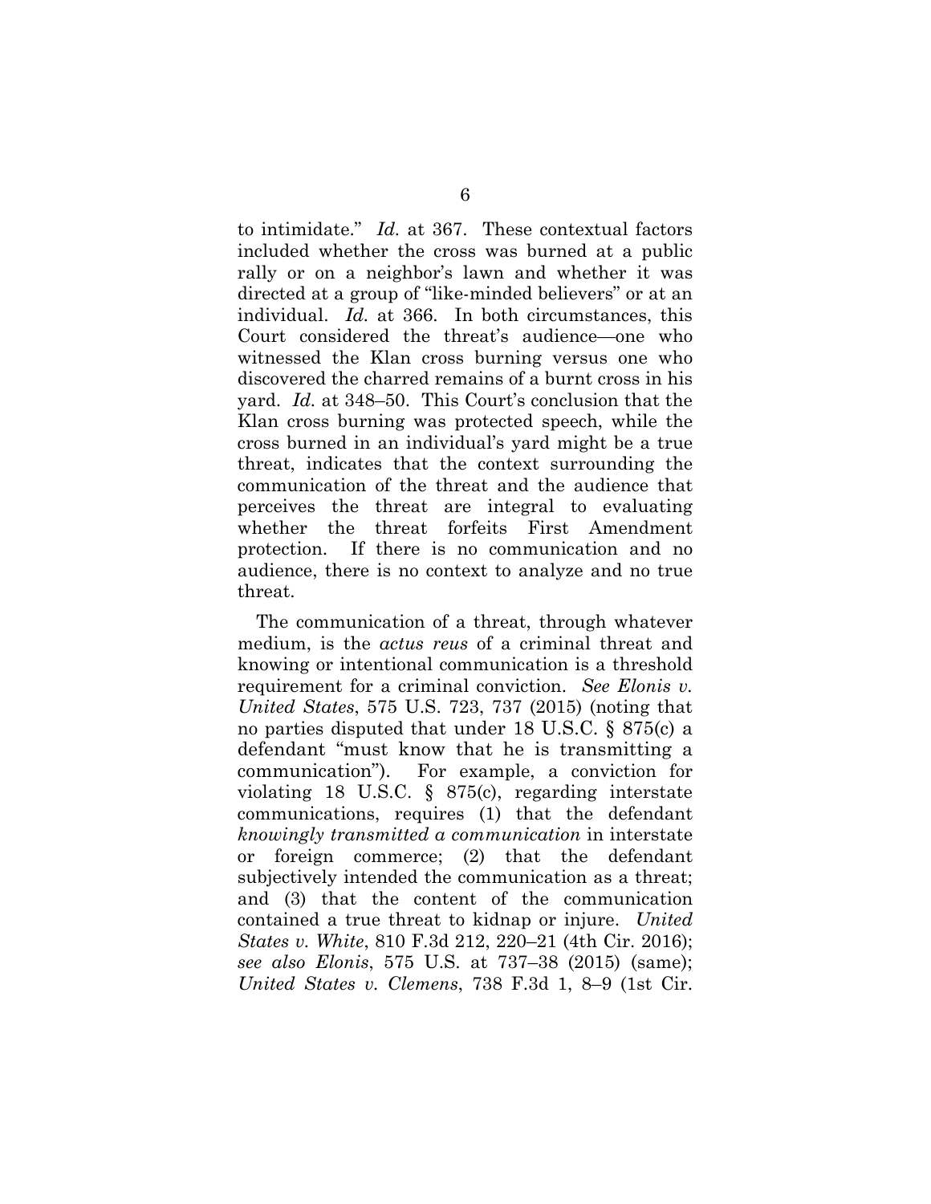to intimidate." *Id.* at 367. These contextual factors included whether the cross was burned at a public rally or on a neighbor's lawn and whether it was directed at a group of "like-minded believers" or at an individual. *Id.* at 366. In both circumstances, this Court considered the threat's audience—one who witnessed the Klan cross burning versus one who discovered the charred remains of a burnt cross in his yard. *Id.* at 348–50. This Court's conclusion that the Klan cross burning was protected speech, while the cross burned in an individual's yard might be a true threat, indicates that the context surrounding the communication of the threat and the audience that perceives the threat are integral to evaluating whether the threat forfeits First Amendment protection. If there is no communication and no audience, there is no context to analyze and no true threat.

The communication of a threat, through whatever medium, is the *actus reus* of a criminal threat and knowing or intentional communication is a threshold requirement for a criminal conviction. *See Elonis v. United States*, 575 U.S. 723, 737 (2015) (noting that no parties disputed that under 18 U.S.C. § 875(c) a defendant "must know that he is transmitting a communication"). For example, a conviction for violating 18 U.S.C. § 875(c), regarding interstate communications, requires (1) that the defendant *knowingly transmitted a communication* in interstate or foreign commerce; (2) that the defendant subjectively intended the communication as a threat; and (3) that the content of the communication contained a true threat to kidnap or injure. *United States v. White*, 810 F.3d 212, 220–21 (4th Cir. 2016); *see also Elonis*, 575 U.S. at 737–38 (2015) (same); *United States v. Clemens*, 738 F.3d 1, 8–9 (1st Cir.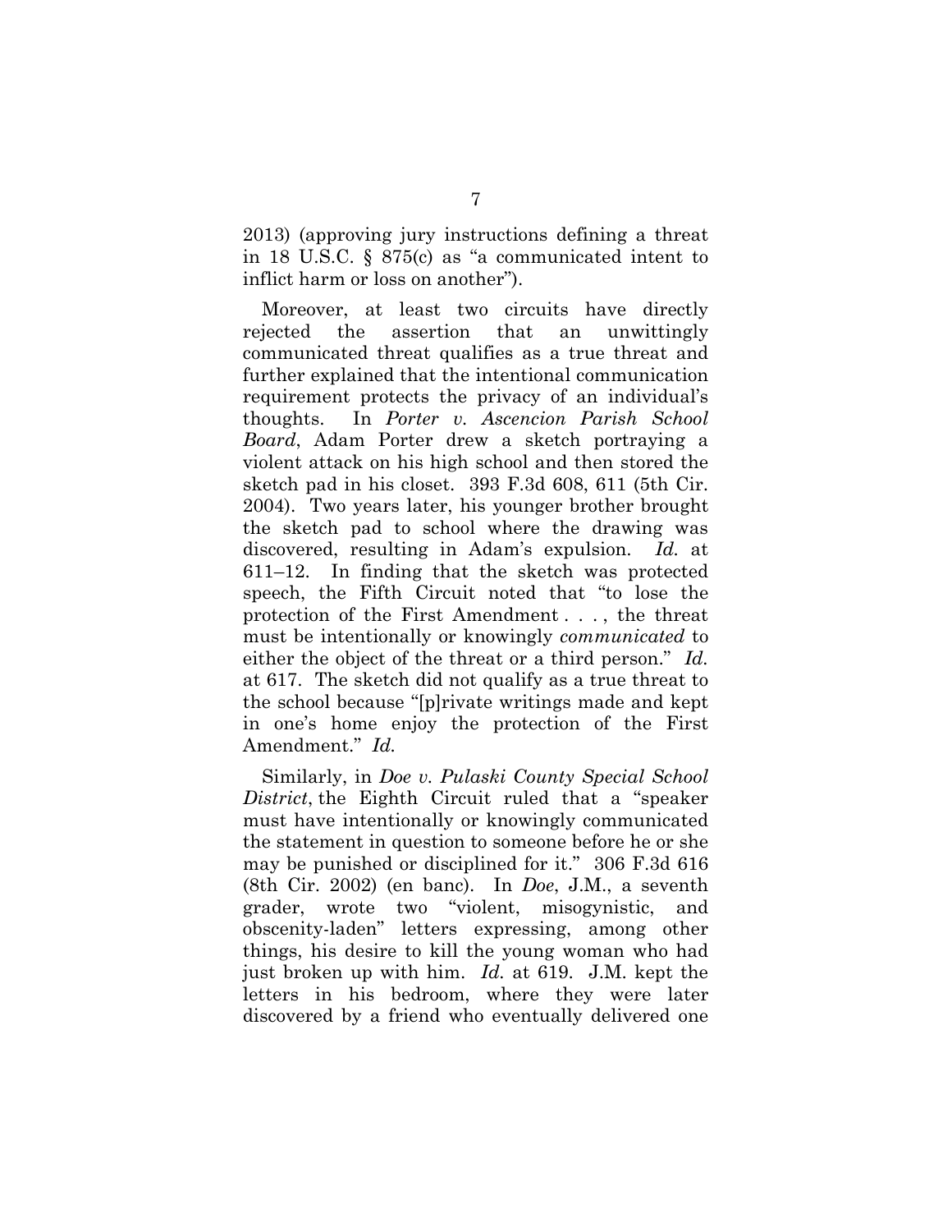2013) (approving jury instructions defining a threat in 18 U.S.C. § 875(c) as "a communicated intent to inflict harm or loss on another").

Moreover, at least two circuits have directly rejected the assertion that an unwittingly communicated threat qualifies as a true threat and further explained that the intentional communication requirement protects the privacy of an individual's thoughts. In *Porter v. Ascencion Parish School Board*, Adam Porter drew a sketch portraying a violent attack on his high school and then stored the sketch pad in his closet. 393 F.3d 608, 611 (5th Cir. 2004). Two years later, his younger brother brought the sketch pad to school where the drawing was discovered, resulting in Adam's expulsion. *Id.* at 611–12. In finding that the sketch was protected speech, the Fifth Circuit noted that "to lose the protection of the First Amendment . . . , the threat must be intentionally or knowingly *communicated* to either the object of the threat or a third person." *Id.* at 617. The sketch did not qualify as a true threat to the school because "[p]rivate writings made and kept in one's home enjoy the protection of the First Amendment." *Id.*

Similarly, in *Doe v. Pulaski County Special School District*, the Eighth Circuit ruled that a "speaker must have intentionally or knowingly communicated the statement in question to someone before he or she may be punished or disciplined for it." 306 F.3d 616 (8th Cir. 2002) (en banc). In *Doe*, J.M., a seventh grader, wrote two "violent, misogynistic, and obscenity-laden" letters expressing, among other things, his desire to kill the young woman who had just broken up with him. *Id.* at 619. J.M. kept the letters in his bedroom, where they were later discovered by a friend who eventually delivered one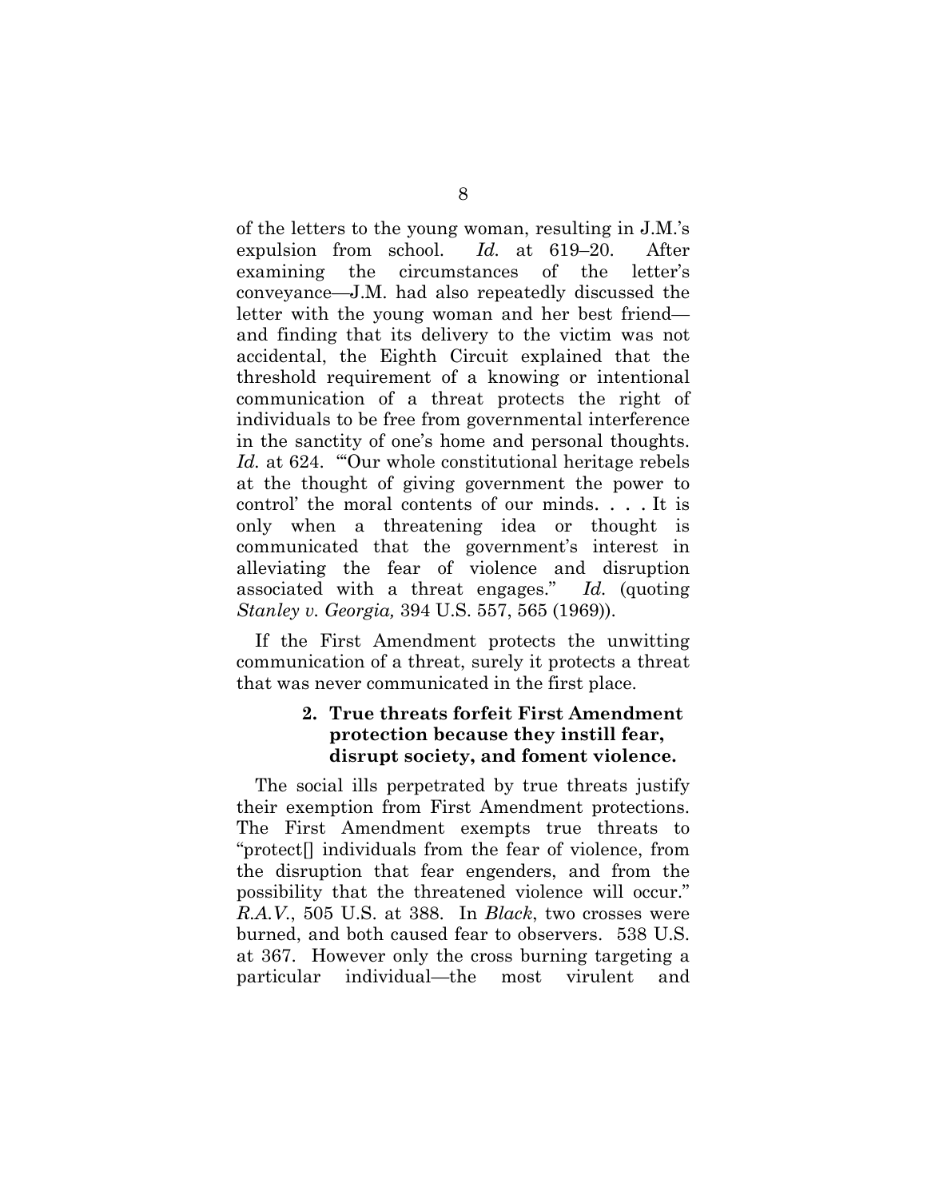of the letters to the young woman, resulting in J.M.'s expulsion from school. *Id.* at 619–20. After examining the circumstances of the letter's conveyance—J.M. had also repeatedly discussed the letter with the young woman and her best friend—and finding that its delivery to the victim was not accidental, the Eighth Circuit explained that the threshold requirement of a knowing or intentional communication of a threat protects the right of individuals to be free from governmental interference in the sanctity of one's home and personal thoughts. *Id.* at 624. "'Our whole constitutional heritage rebels at the thought of giving government the power to control' the moral contents of our minds. . . . It is only when a threatening idea or thought is communicated that the government's interest in alleviating the fear of violence and disruption associated with a threat engages." *Id.* (quoting *Stanley v. Georgia,* 394 U.S. 557, 565 (1969)).

If the First Amendment protects the unwitting communication of a threat, surely it protects a threat that was never communicated in the first place.

#### 2. True threats forfeit First Amendment protection because they instill fear, disrupt society, and foment violence.

The social ills perpetrated by true threats justify their exemption from First Amendment protections. The First Amendment exempts true threats to "protect[] individuals from the fear of violence, from the disruption that fear engenders, and from the possibility that the threatened violence will occur." *R.A.V.*, 505 U.S. at 388. In *Black*, two crosses were burned, and both caused fear to observers. 538 U.S. at 367. However only the cross burning targeting a particular individual—the most virulent and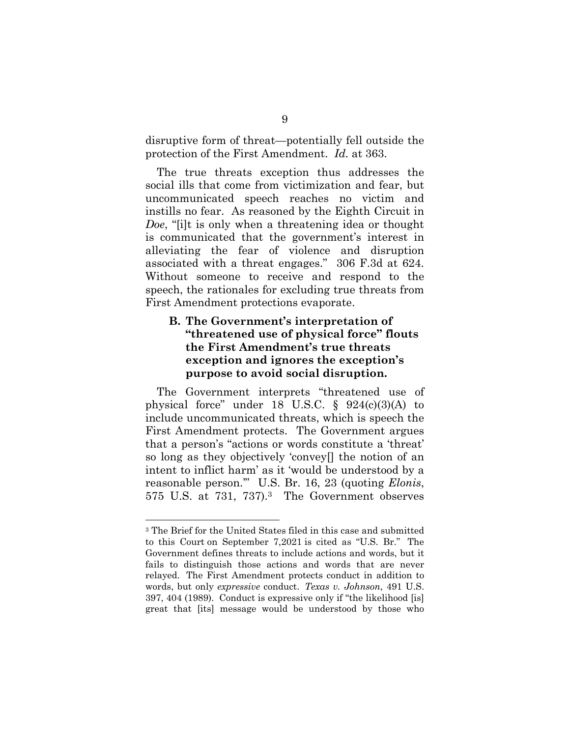disruptive form of threat—potentially fell outside the protection of the First Amendment. *Id.* at 363.

The true threats exception thus addresses the social ills that come from victimization and fear, but uncommunicated speech reaches no victim and instills no fear. As reasoned by the Eighth Circuit in *Doe*, "[i]t is only when a threatening idea or thought is communicated that the government's interest in alleviating the fear of violence and disruption associated with a threat engages." 306 F.3d at 624. Without someone to receive and respond to the speech, the rationales for excluding true threats from First Amendment protections evaporate.

### B. The Government's interpretation of "threatened use of physical force" flouts the First Amendment's true threats exception and ignores the exception's purpose to avoid social disruption.

The Government interprets "threatened use of physical force" under 18 U.S.C. § 924(c)(3)(A) to include uncommunicated threats, which is speech the First Amendment protects. The Government argues that a person's "actions or words constitute a 'threat' so long as they objectively 'convey[] the notion of an intent to inflict harm' as it 'would be understood by a reasonable person.'" U.S. Br. 16, 23 (quoting *Elonis*, 575 U.S. at 731, 737).[3] The Government observes

---

[3] The Brief for the United States filed in this case and submitted to this Court on September 7,2021 is cited as "U.S. Br." The Government defines threats to include actions and words, but it fails to distinguish those actions and words that are never relayed. The First Amendment protects conduct in addition to words, but only *expressive* conduct. *Texas v. Johnson*, 491 U.S. 397, 404 (1989). Conduct is expressive only if "the likelihood [is] great that [its] message would be understood by those who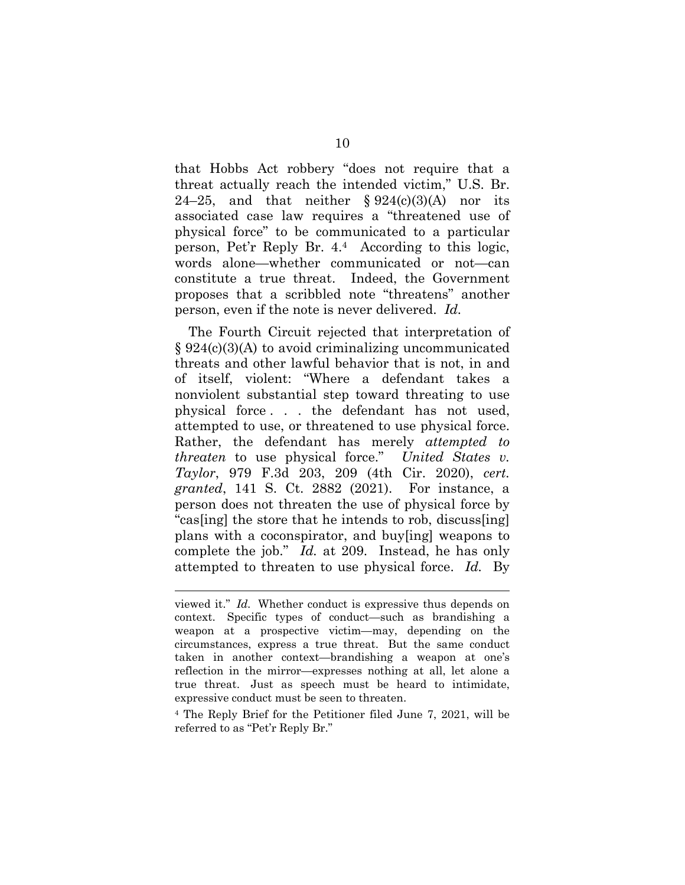that Hobbs Act robbery "does not require that a threat actually reach the intended victim," U.S. Br. 24–25, and that neither § 924(c)(3)(A) nor its associated case law requires a "threatened use of physical force" to be communicated to a particular person, Pet'r Reply Br. 4.[4] According to this logic, words alone—whether communicated or not—can constitute a true threat. Indeed, the Government proposes that a scribbled note "threatens" another person, even if the note is never delivered. *Id.*

The Fourth Circuit rejected that interpretation of § 924(c)(3)(A) to avoid criminalizing uncommunicated threats and other lawful behavior that is not, in and of itself, violent: "Where a defendant takes a nonviolent substantial step toward threating to use physical force . . . the defendant has not used, attempted to use, or threatened to use physical force. Rather, the defendant has merely *attempted to threaten* to use physical force." *United States v. Taylor*, 979 F.3d 203, 209 (4th Cir. 2020), *cert. granted*, 141 S. Ct. 2882 (2021). For instance, a person does not threaten the use of physical force by "cas[ing] the store that he intends to rob, discuss[ing] plans with a coconspirator, and buy[ing] weapons to complete the job." *Id.* at 209. Instead, he has only attempted to threaten to use physical force. *Id.* By

---

viewed it." *Id.* Whether conduct is expressive thus depends on context. Specific types of conduct—such as brandishing a weapon at a prospective victim—may, depending on the circumstances, express a true threat. But the same conduct taken in another context—brandishing a weapon at one's reflection in the mirror—expresses nothing at all, let alone a true threat. Just as speech must be heard to intimidate, expressive conduct must be seen to threaten.

[4] The Reply Brief for the Petitioner filed June 7, 2021, will be referred to as "Pet'r Reply Br."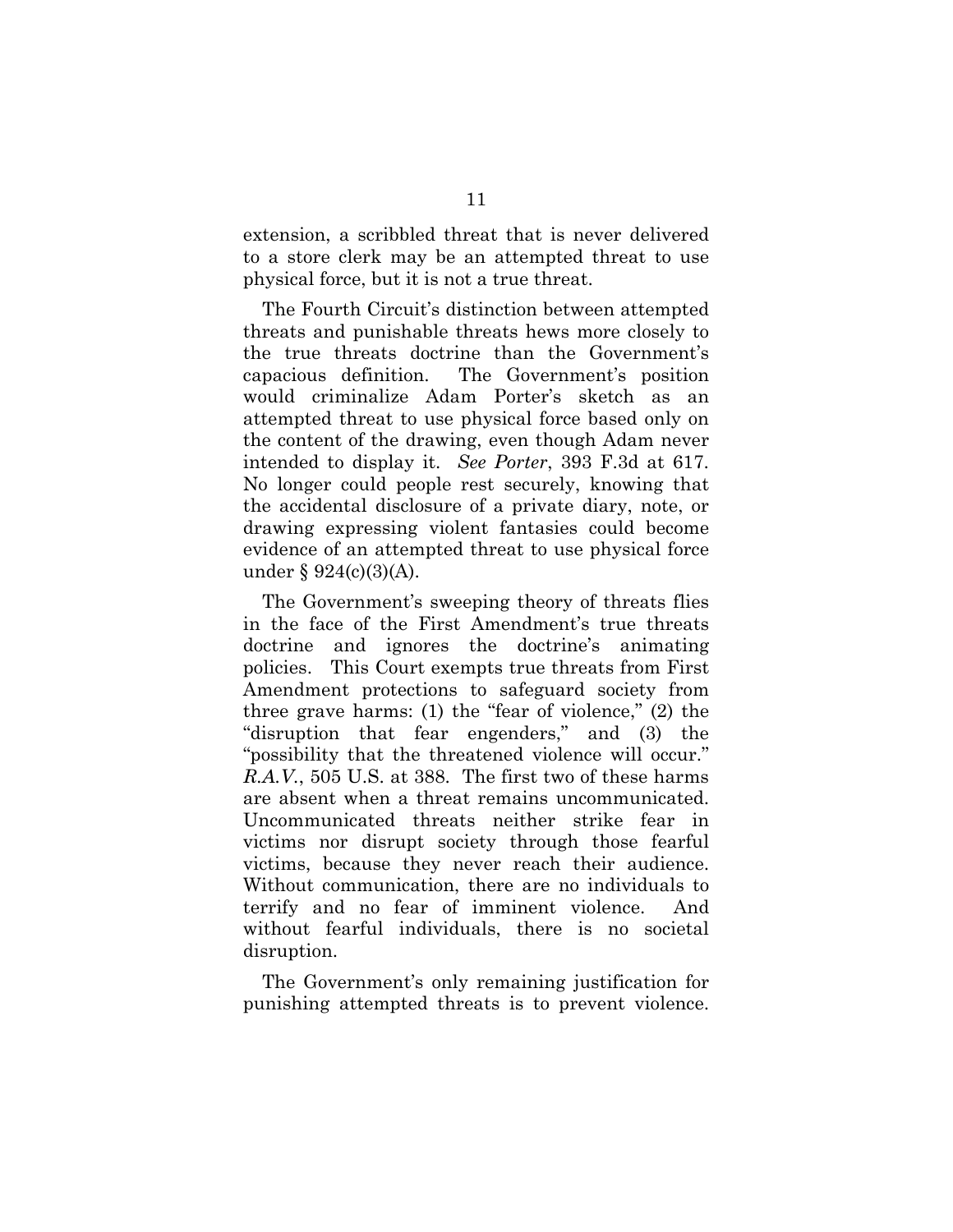extension, a scribbled threat that is never delivered to a store clerk may be an attempted threat to use physical force, but it is not a true threat.

The Fourth Circuit's distinction between attempted threats and punishable threats hews more closely to the true threats doctrine than the Government's capacious definition. The Government's position would criminalize Adam Porter's sketch as an attempted threat to use physical force based only on the content of the drawing, even though Adam never intended to display it. *See Porter*, 393 F.3d at 617. No longer could people rest securely, knowing that the accidental disclosure of a private diary, note, or drawing expressing violent fantasies could become evidence of an attempted threat to use physical force under § 924(c)(3)(A).

The Government's sweeping theory of threats flies in the face of the First Amendment's true threats doctrine and ignores the doctrine's animating policies. This Court exempts true threats from First Amendment protections to safeguard society from three grave harms: (1) the "fear of violence," (2) the "disruption that fear engenders," and (3) the "possibility that the threatened violence will occur." *R.A.V.*, 505 U.S. at 388. The first two of these harms are absent when a threat remains uncommunicated. Uncommunicated threats neither strike fear in victims nor disrupt society through those fearful victims, because they never reach their audience. Without communication, there are no individuals to terrify and no fear of imminent violence. And without fearful individuals, there is no societal disruption.

The Government's only remaining justification for punishing attempted threats is to prevent violence.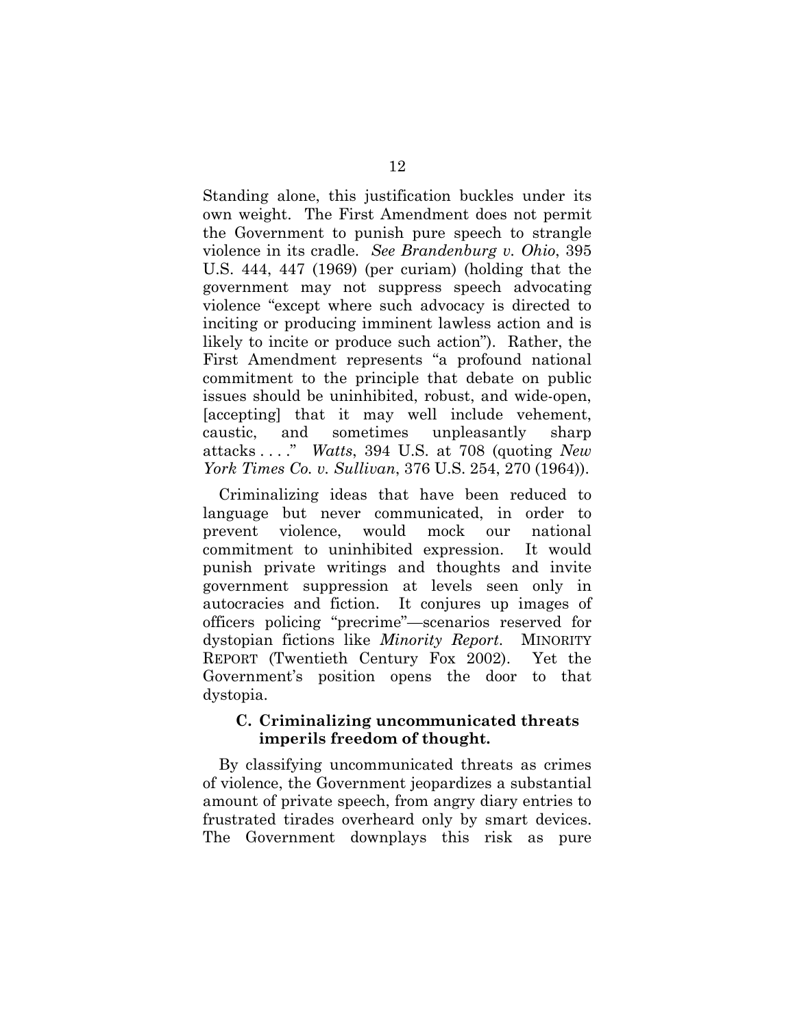Standing alone, this justification buckles under its own weight. The First Amendment does not permit the Government to punish pure speech to strangle violence in its cradle. *See Brandenburg v. Ohio*, 395 U.S. 444, 447 (1969) (per curiam) (holding that the government may not suppress speech advocating violence "except where such advocacy is directed to inciting or producing imminent lawless action and is likely to incite or produce such action"). Rather, the First Amendment represents "a profound national commitment to the principle that debate on public issues should be uninhibited, robust, and wide-open, [accepting] that it may well include vehement, caustic, and sometimes unpleasantly sharp attacks . . . ." *Watts*, 394 U.S. at 708 (quoting *New York Times Co. v. Sullivan*, 376 U.S. 254, 270 (1964)).

Criminalizing ideas that have been reduced to language but never communicated, in order to prevent violence, would mock our national commitment to uninhibited expression. It would punish private writings and thoughts and invite government suppression at levels seen only in autocracies and fiction. It conjures up images of officers policing "precrime"—scenarios reserved for dystopian fictions like *Minority Report*. MINORITY REPORT (Twentieth Century Fox 2002). Yet the Government's position opens the door to that dystopia.

### C. Criminalizing uncommunicated threats imperils freedom of thought.

By classifying uncommunicated threats as crimes of violence, the Government jeopardizes a substantial amount of private speech, from angry diary entries to frustrated tirades overheard only by smart devices. The Government downplays this risk as pure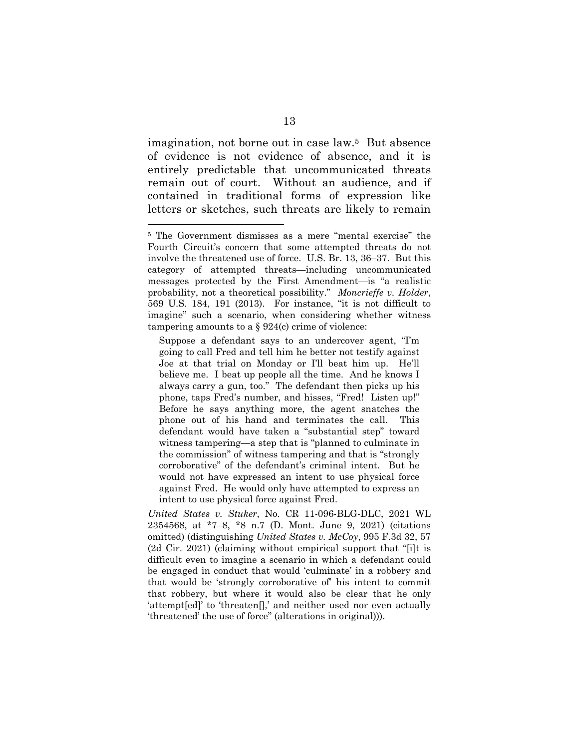imagination, not borne out in case law.[5] But absence of evidence is not evidence of absence, and it is entirely predictable that uncommunicated threats remain out of court. Without an audience, and if contained in traditional forms of expression like letters or sketches, such threats are likely to remain

---

[5] The Government dismisses as a mere "mental exercise" the Fourth Circuit's concern that some attempted threats do not involve the threatened use of force. U.S. Br. 13, 36–37. But this category of attempted threats—including uncommunicated messages protected by the First Amendment—is "a realistic probability, not a theoretical possibility." *Moncrieffe v. Holder*, 569 U.S. 184, 191 (2013). For instance, "it is not difficult to imagine" such a scenario, when considering whether witness tampering amounts to a § 924(c) crime of violence:

> Suppose a defendant says to an undercover agent, "I'm going to call Fred and tell him he better not testify against Joe at that trial on Monday or I'll beat him up. He'll believe me. I beat up people all the time. And he knows I always carry a gun, too." The defendant then picks up his phone, taps Fred's number, and hisses, "Fred! Listen up!" Before he says anything more, the agent snatches the phone out of his hand and terminates the call. This defendant would have taken a "substantial step" toward witness tampering—a step that is "planned to culminate in the commission" of witness tampering and that is "strongly corroborative" of the defendant's criminal intent. But he would not have expressed an intent to use physical force against Fred. He would only have attempted to express an intent to use physical force against Fred.

*United States v. Stuker*, No. CR 11-096-BLG-DLC, 2021 WL 2354568, at \*7–8, \*8 n.7 (D. Mont. June 9, 2021) (citations omitted) (distinguishing *United States v. McCoy*, 995 F.3d 32, 57 (2d Cir. 2021) (claiming without empirical support that "[i]t is difficult even to imagine a scenario in which a defendant could be engaged in conduct that would 'culminate' in a robbery and that would be 'strongly corroborative of' his intent to commit that robbery, but where it would also be clear that he only 'attempt[ed]' to 'threaten[],' and neither used nor even actually 'threatened' the use of force" (alterations in original))).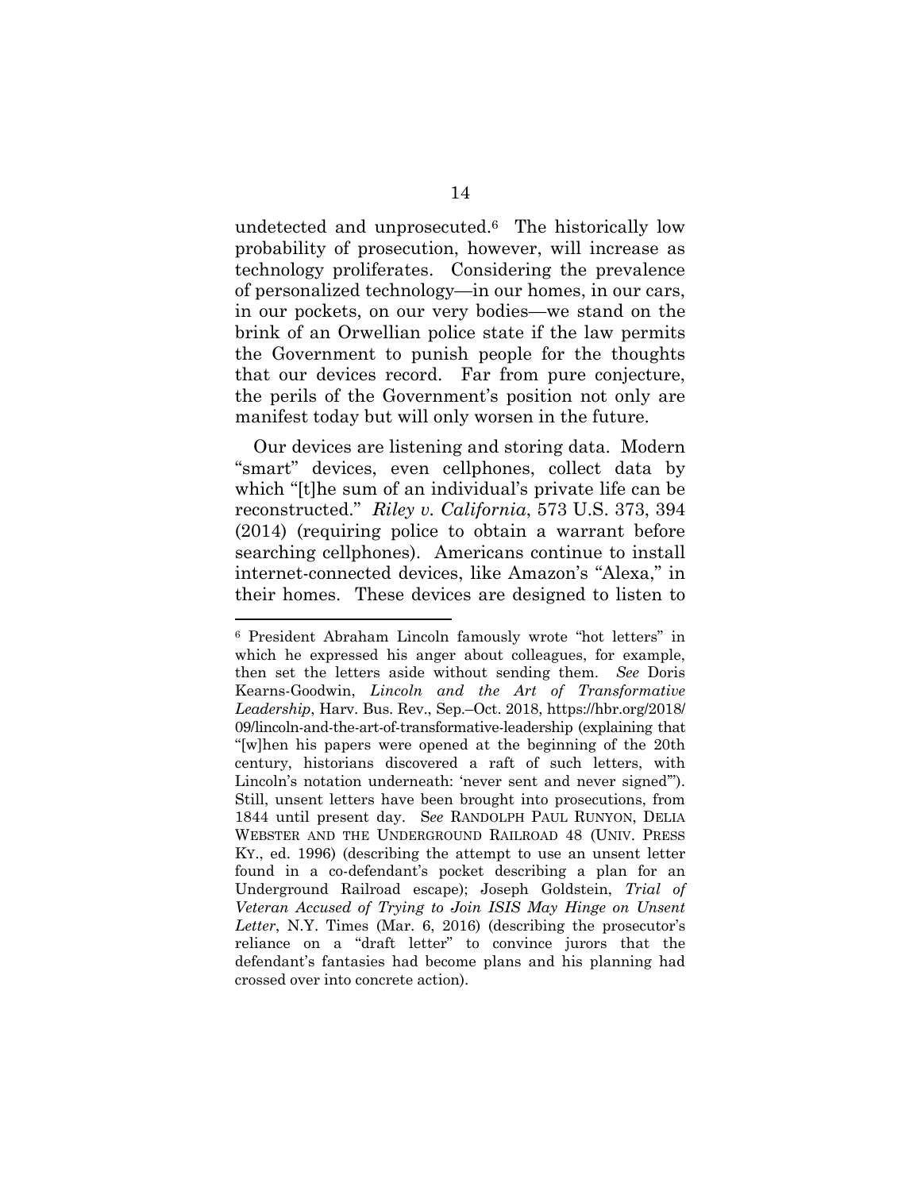undetected and unprosecuted.[6] The historically low probability of prosecution, however, will increase as technology proliferates. Considering the prevalence of personalized technology—in our homes, in our cars, in our pockets, on our very bodies—we stand on the brink of an Orwellian police state if the law permits the Government to punish people for the thoughts that our devices record. Far from pure conjecture, the perils of the Government's position not only are manifest today but will only worsen in the future.

Our devices are listening and storing data. Modern "smart" devices, even cellphones, collect data by which "[t]he sum of an individual's private life can be reconstructed." *Riley v. California*, 573 U.S. 373, 394 (2014) (requiring police to obtain a warrant before searching cellphones). Americans continue to install internet-connected devices, like Amazon's "Alexa," in their homes. These devices are designed to listen to

---

[6] President Abraham Lincoln famously wrote "hot letters" in which he expressed his anger about colleagues, for example, then set the letters aside without sending them. *See* Doris Kearns-Goodwin, *Lincoln and the Art of Transformative Leadership*, Harv. Bus. Rev., Sep.–Oct. 2018, https://hbr.org/2018/09/lincoln-and-the-art-of-transformative-leadership (explaining that "[w]hen his papers were opened at the beginning of the 20th century, historians discovered a raft of such letters, with Lincoln's notation underneath: 'never sent and never signed'"). Still, unsent letters have been brought into prosecutions, from 1844 until present day. S*ee* RANDOLPH PAUL RUNYON, DELIA WEBSTER AND THE UNDERGROUND RAILROAD 48 (UNIV. PRESS KY., ed. 1996) (describing the attempt to use an unsent letter found in a co-defendant's pocket describing a plan for an Underground Railroad escape); Joseph Goldstein, *Trial of Veteran Accused of Trying to Join ISIS May Hinge on Unsent Letter*, N.Y. Times (Mar. 6, 2016) (describing the prosecutor's reliance on a "draft letter" to convince jurors that the defendant's fantasies had become plans and his planning had crossed over into concrete action).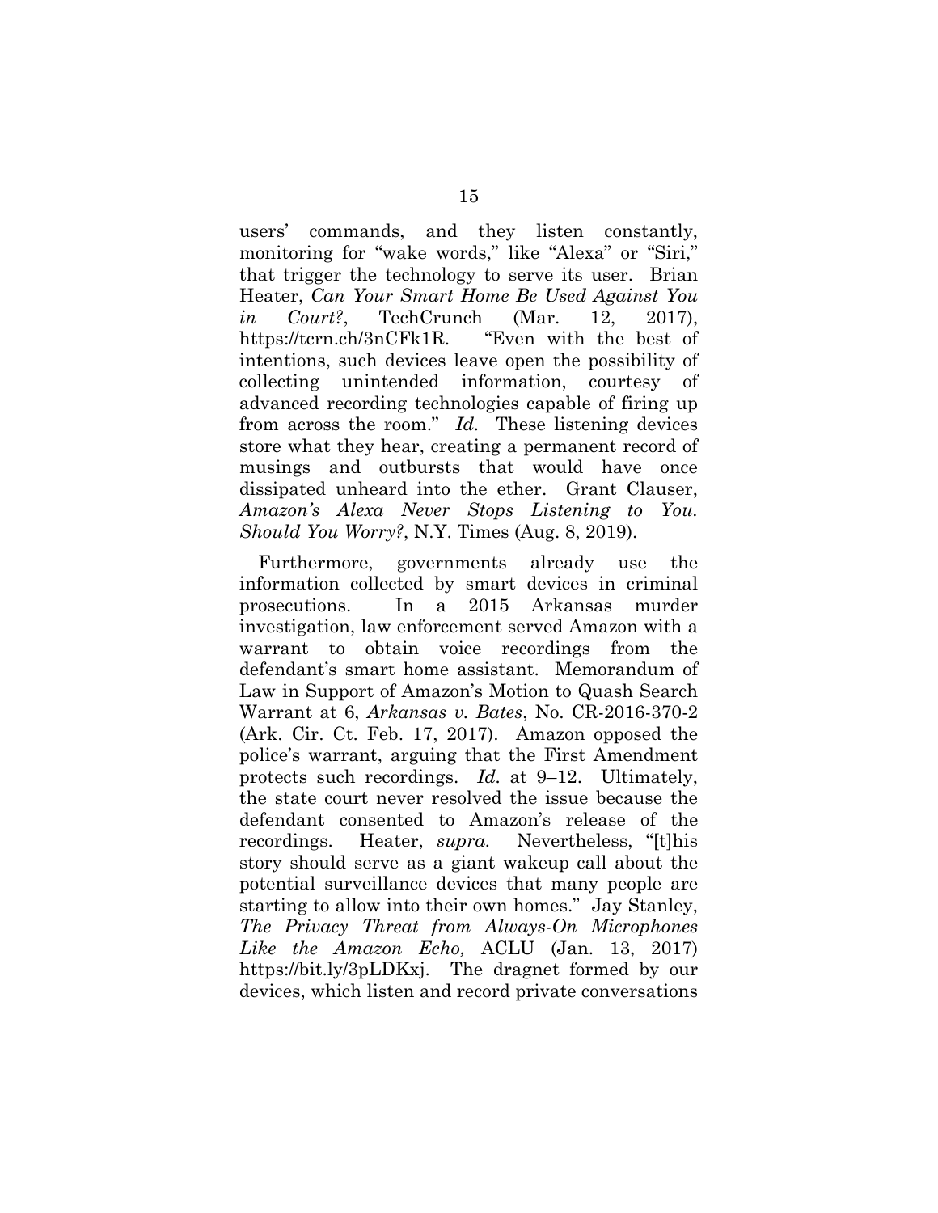users' commands, and they listen constantly, monitoring for "wake words," like "Alexa" or "Siri," that trigger the technology to serve its user. Brian Heater, *Can Your Smart Home Be Used Against You in Court?*, TechCrunch (Mar. 12, 2017), https://tcrn.ch/3nCFk1R. "Even with the best of intentions, such devices leave open the possibility of collecting unintended information, courtesy of advanced recording technologies capable of firing up from across the room." *Id.* These listening devices store what they hear, creating a permanent record of musings and outbursts that would have once dissipated unheard into the ether. Grant Clauser, *Amazon's Alexa Never Stops Listening to You. Should You Worry?*, N.Y. Times (Aug. 8, 2019).

Furthermore, governments already use the information collected by smart devices in criminal prosecutions. In a 2015 Arkansas murder investigation, law enforcement served Amazon with a warrant to obtain voice recordings from the defendant's smart home assistant. Memorandum of Law in Support of Amazon's Motion to Quash Search Warrant at 6, *Arkansas v. Bates*, No. CR-2016-370-2 (Ark. Cir. Ct. Feb. 17, 2017). Amazon opposed the police's warrant, arguing that the First Amendment protects such recordings. *Id.* at 9–12. Ultimately, the state court never resolved the issue because the defendant consented to Amazon's release of the recordings. Heater, *supra.* Nevertheless, "[t]his story should serve as a giant wakeup call about the potential surveillance devices that many people are starting to allow into their own homes." Jay Stanley, *The Privacy Threat from Always-On Microphones Like the Amazon Echo,* ACLU (Jan. 13, 2017) https://bit.ly/3pLDKxj. The dragnet formed by our devices, which listen and record private conversations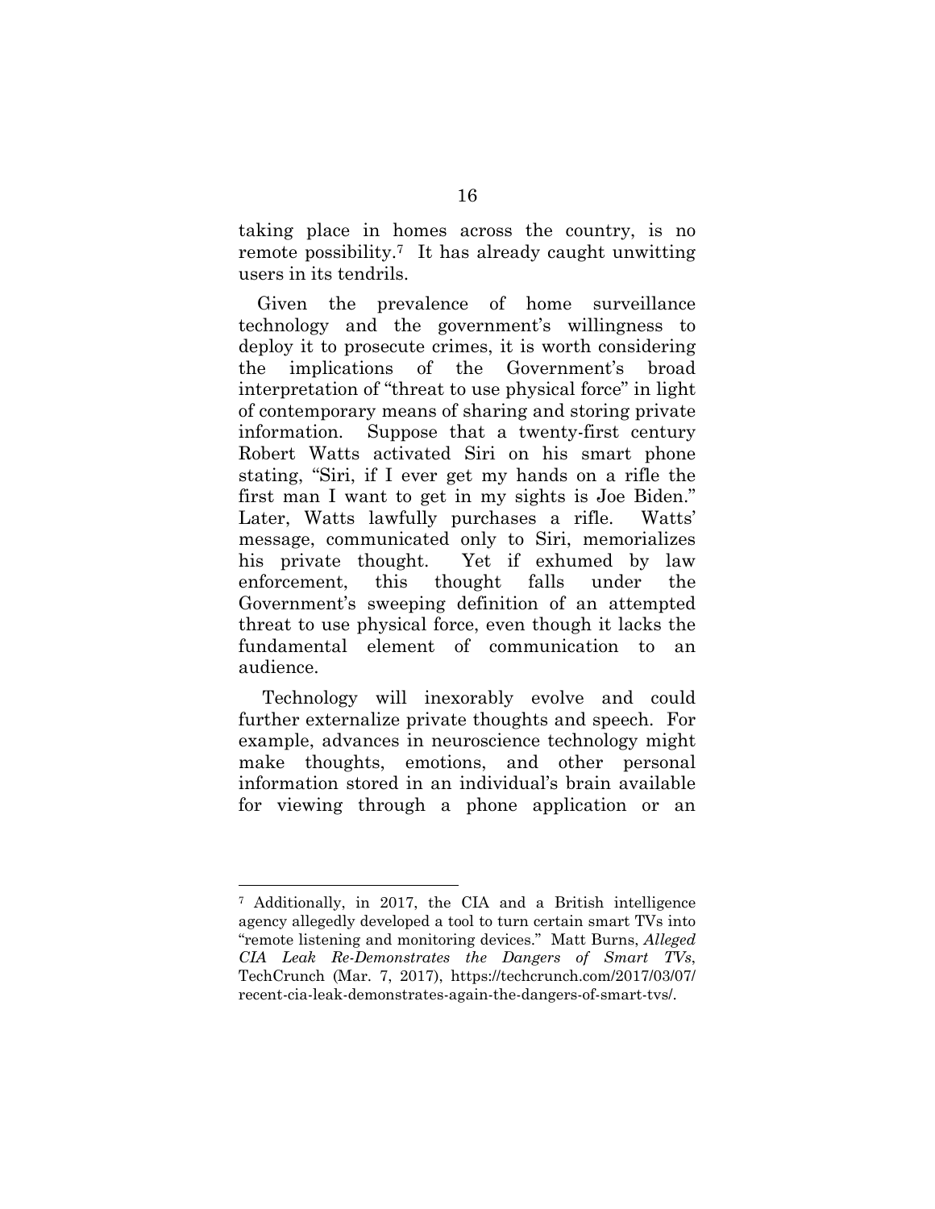taking place in homes across the country, is no remote possibility.[7] It has already caught unwitting users in its tendrils.

Given the prevalence of home surveillance technology and the government's willingness to deploy it to prosecute crimes, it is worth considering the implications of the Government's broad interpretation of "threat to use physical force" in light of contemporary means of sharing and storing private information. Suppose that a twenty-first century Robert Watts activated Siri on his smart phone stating, "Siri, if I ever get my hands on a rifle the first man I want to get in my sights is Joe Biden." Later, Watts lawfully purchases a rifle. Watts' message, communicated only to Siri, memorializes his private thought. Yet if exhumed by law enforcement, this thought falls under the Government's sweeping definition of an attempted threat to use physical force, even though it lacks the fundamental element of communication to an audience.

Technology will inexorably evolve and could further externalize private thoughts and speech. For example, advances in neuroscience technology might make thoughts, emotions, and other personal information stored in an individual's brain available for viewing through a phone application or an

---

[7] Additionally, in 2017, the CIA and a British intelligence agency allegedly developed a tool to turn certain smart TVs into "remote listening and monitoring devices." Matt Burns, *Alleged CIA Leak Re-Demonstrates the Dangers of Smart TVs*, TechCrunch (Mar. 7, 2017), https://techcrunch.com/2017/03/07/recent-cia-leak-demonstrates-again-the-dangers-of-smart-tvs/.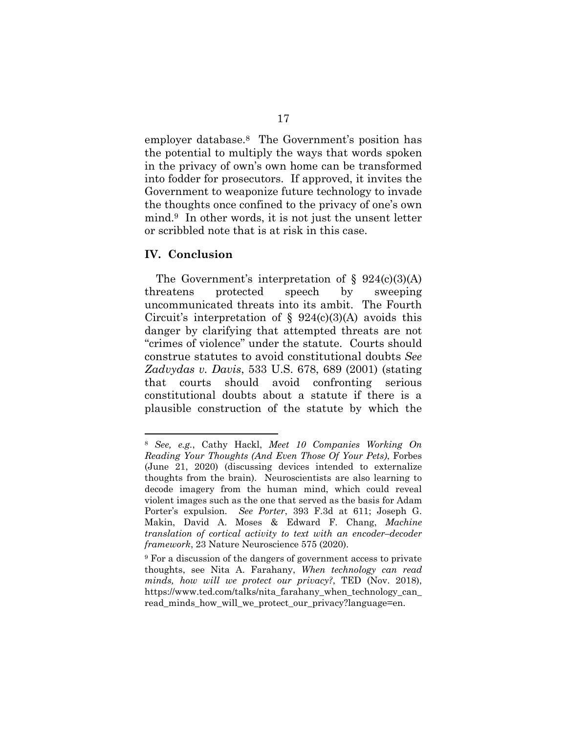employer database.[8] The Government's position has the potential to multiply the ways that words spoken in the privacy of own's own home can be transformed into fodder for prosecutors. If approved, it invites the Government to weaponize future technology to invade the thoughts once confined to the privacy of one's own mind.[9] In other words, it is not just the unsent letter or scribbled note that is at risk in this case.

## IV. Conclusion

The Government's interpretation of § 924(c)(3)(A) threatens protected speech by sweeping uncommunicated threats into its ambit. The Fourth Circuit's interpretation of § 924(c)(3)(A) avoids this danger by clarifying that attempted threats are not "crimes of violence" under the statute. Courts should construe statutes to avoid constitutional doubts *See Zadvydas v. Davis*, 533 U.S. 678, 689 (2001) (stating that courts should avoid confronting serious constitutional doubts about a statute if there is a plausible construction of the statute by which the

---

[8] *See, e.g.*, Cathy Hackl, *Meet 10 Companies Working On Reading Your Thoughts (And Even Those Of Your Pets)*, Forbes (June 21, 2020) (discussing devices intended to externalize thoughts from the brain). Neuroscientists are also learning to decode imagery from the human mind, which could reveal violent images such as the one that served as the basis for Adam Porter's expulsion. *See Porter*, 393 F.3d at 611; Joseph G. Makin, David A. Moses & Edward F. Chang, *Machine translation of cortical activity to text with an encoder–decoder framework*, 23 Nature Neuroscience 575 (2020).

[9] For a discussion of the dangers of government access to private thoughts, see Nita A. Farahany, *When technology can read minds, how will we protect our privacy?*, TED (Nov. 2018), https://www.ted.com/talks/nita_farahany_when_technology_can_read_minds_how_will_we_protect_our_privacy?language=en.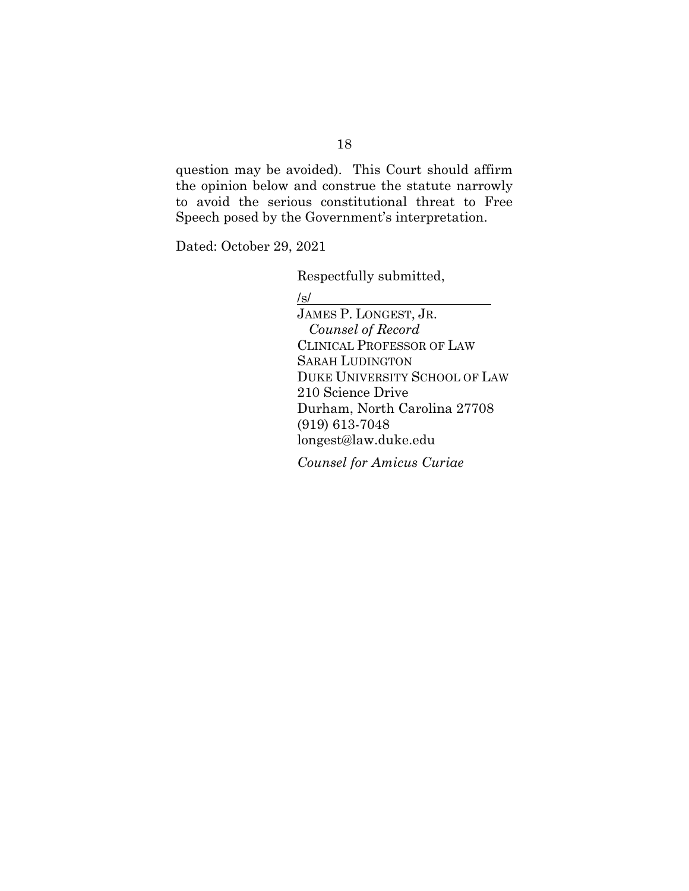question may be avoided). This Court should affirm the opinion below and construe the statute narrowly to avoid the serious constitutional threat to Free Speech posed by the Government's interpretation.

Dated: October 29, 2021

Respectfully submitted,

/s/

JAMES P. LONGEST, JR.
*Counsel of Record*
CLINICAL PROFESSOR OF LAW
SARAH LUDINGTON
DUKE UNIVERSITY SCHOOL OF LAW
210 Science Drive
Durham, North Carolina 27708
(919) 613-7048
longest@law.duke.edu

*Counsel for Amicus Curiae*